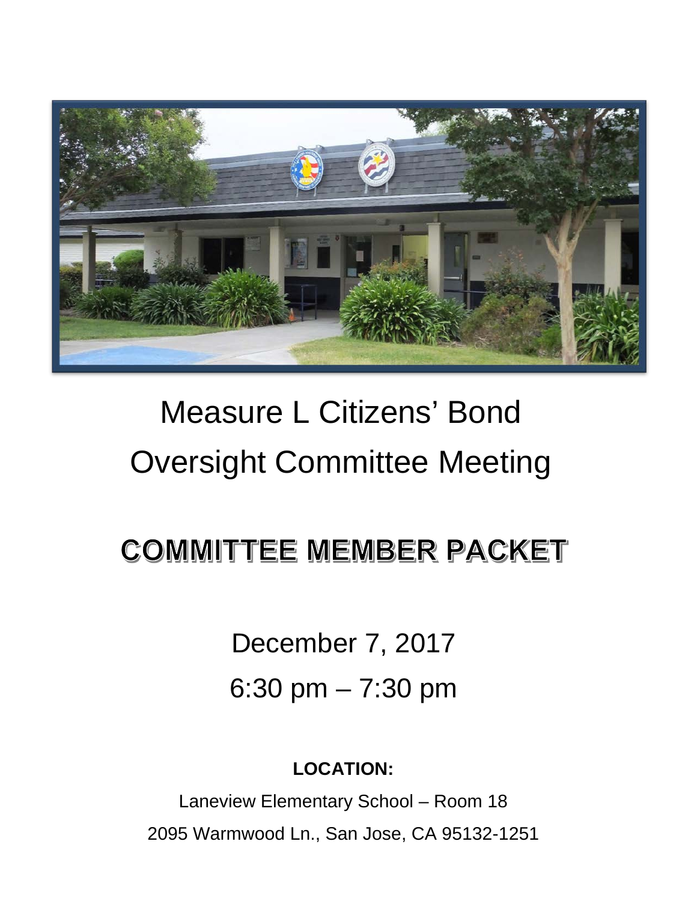# Measure L Citizens' Bond Oversight Committee Meeting

## COMMITTEE MEMBER PACKET

December 7, 2017

6:30 pm – 7:30 pm

**LOCATION:**

Laneview Elementary School – Room 18

2095 Warmwood Ln., San Jose, CA 95132-1251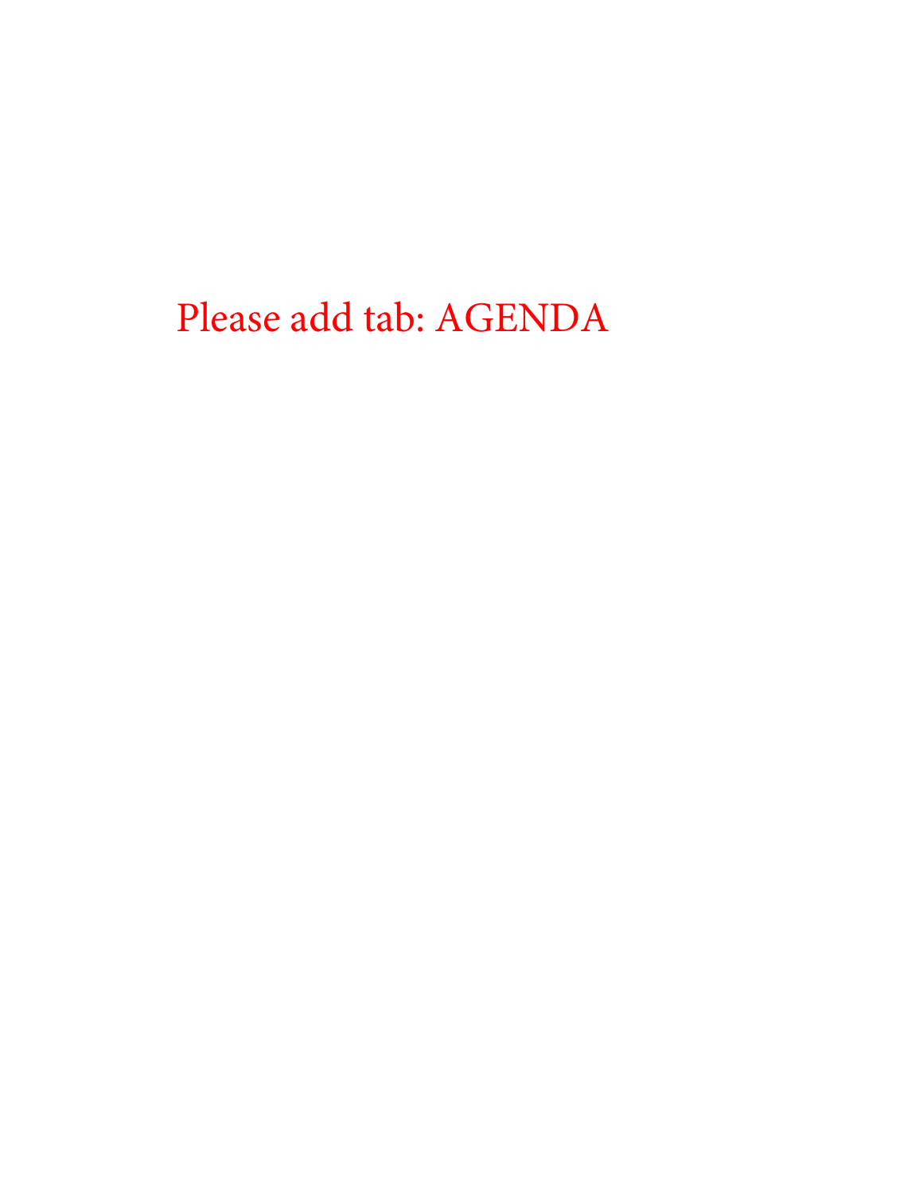Please add tab: AGENDA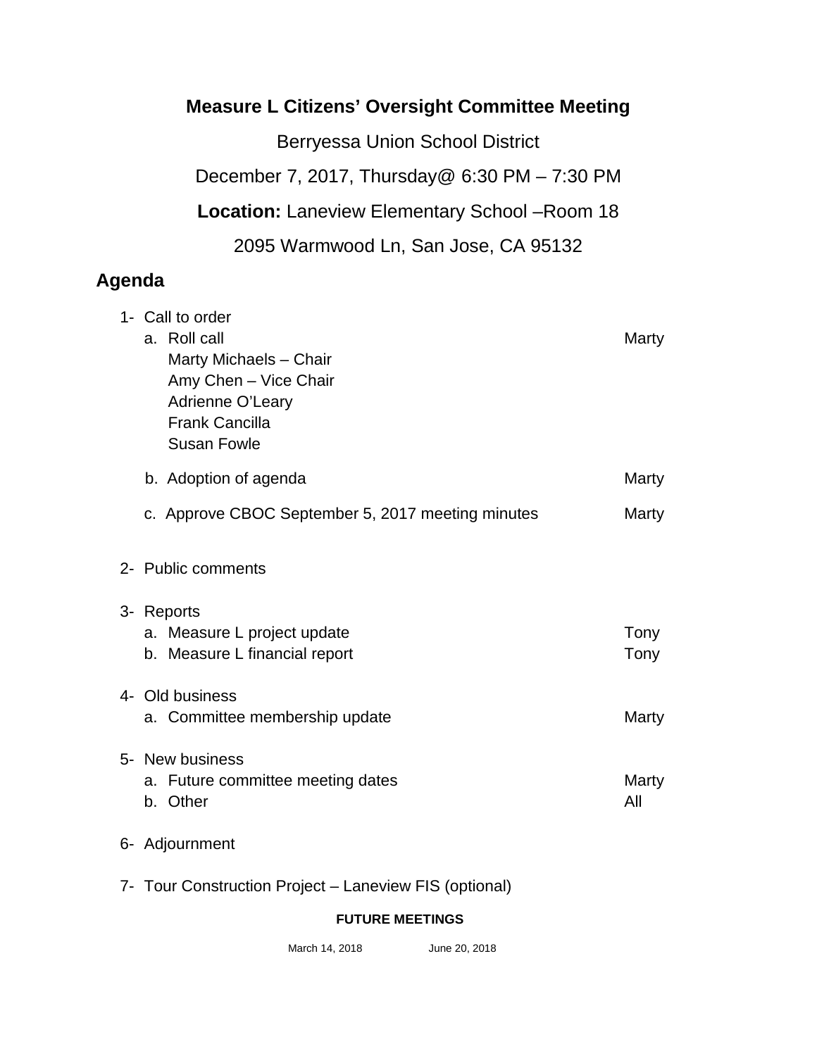# Measure L Citizens' Oversight Committee Meeting

Berryessa Union School District

December 7, 2017, Thursday@ 6:30 PM – 7:30 PM

**Location:** Laneview Elementary School –Room 18

2095 Warmwood Ln, San Jose, CA 95132

## Agenda

1- Call to order

| Item | Presenter |
|---|---|
| a. Roll call<br>Marty Michaels – Chair<br>Amy Chen – Vice Chair<br>Adrienne O'Leary<br>Frank Cancilla<br>Susan Fowle | Marty |
| b. Adoption of agenda | Marty |
| c. Approve CBOC September 5, 2017 meeting minutes | Marty |

2- Public comments

3- Reports

| Item | Presenter |
|---|---|
| a. Measure L project update | Tony |
| b. Measure L financial report | Tony |

4- Old business

| Item | Presenter |
|---|---|
| a. Committee membership update | Marty |

5- New business

| Item | Presenter |
|---|---|
| a. Future committee meeting dates | Marty |
| b. Other | All |

6- Adjournment

7- Tour Construction Project – Laneview FIS (optional)

**FUTURE MEETINGS**

March 14, 2018 June 20, 2018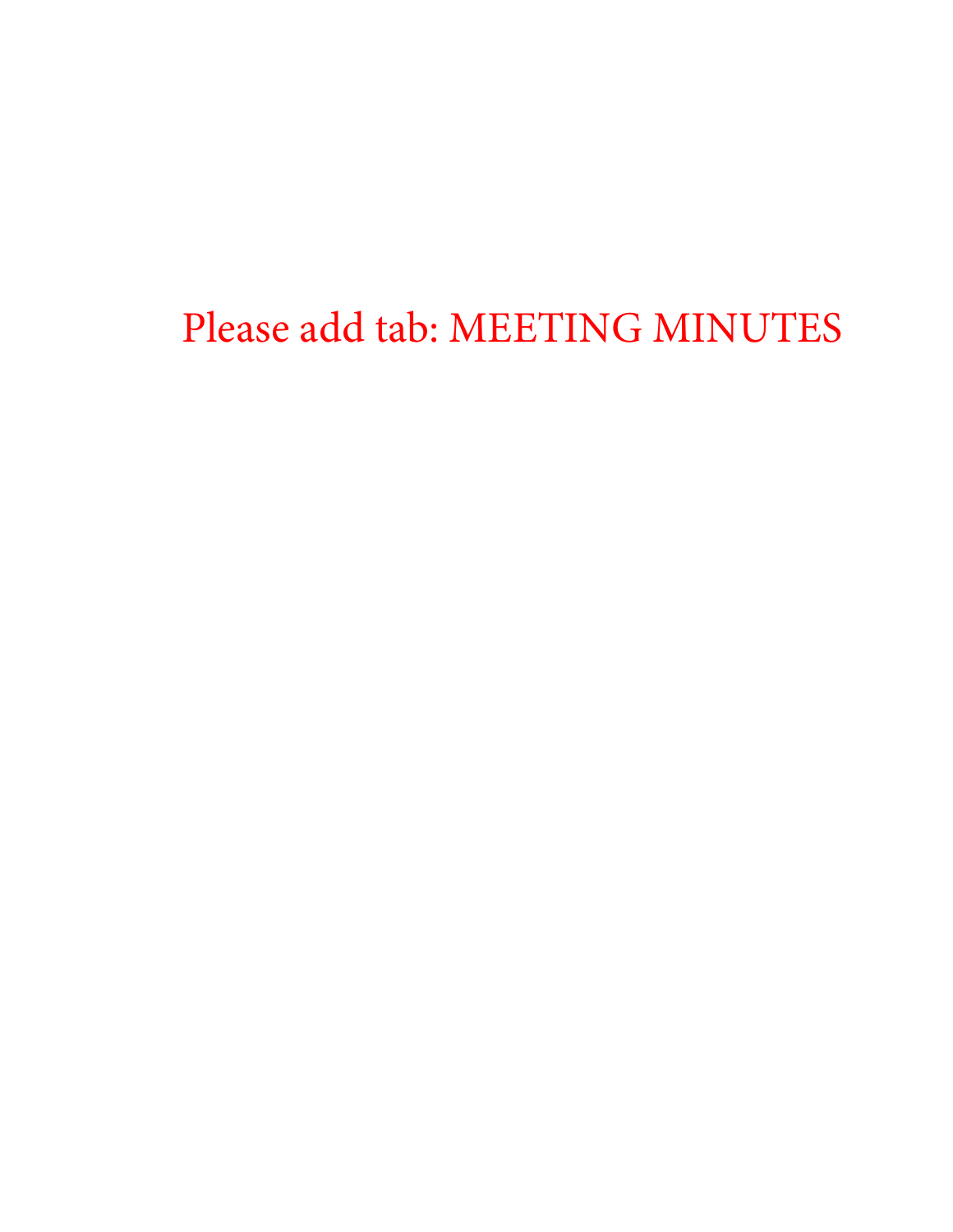Please add tab: MEETING MINUTES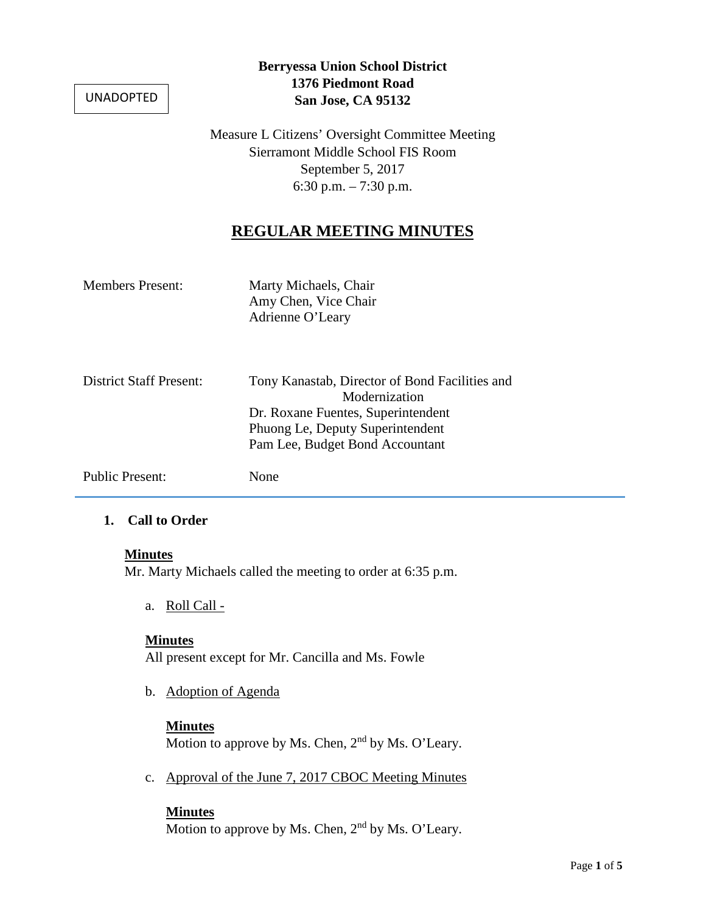UNADOPTED

**Berryessa Union School District**
**1376 Piedmont Road**
**San Jose, CA 95132**

Measure L Citizens' Oversight Committee Meeting
Sierramont Middle School FIS Room
September 5, 2017
6:30 p.m. – 7:30 p.m.

# REGULAR MEETING MINUTES

| | |
|---|---|
| Members Present: | Marty Michaels, Chair<br>Amy Chen, Vice Chair<br>Adrienne O'Leary |
| District Staff Present: | Tony Kanastab, Director of Bond Facilities and Modernization<br>Dr. Roxane Fuentes, Superintendent<br>Phuong Le, Deputy Superintendent<br>Pam Lee, Budget Bond Accountant |
| Public Present: | None |

---

1. **Call to Order**

   **Minutes**
   Mr. Marty Michaels called the meeting to order at 6:35 p.m.

   a. Roll Call -

   **Minutes**
   All present except for Mr. Cancilla and Ms. Fowle

   b. Adoption of Agenda

   **Minutes**
   Motion to approve by Ms. Chen, 2nd by Ms. O'Leary.

   c. Approval of the June 7, 2017 CBOC Meeting Minutes

   **Minutes**
   Motion to approve by Ms. Chen, 2nd by Ms. O'Leary.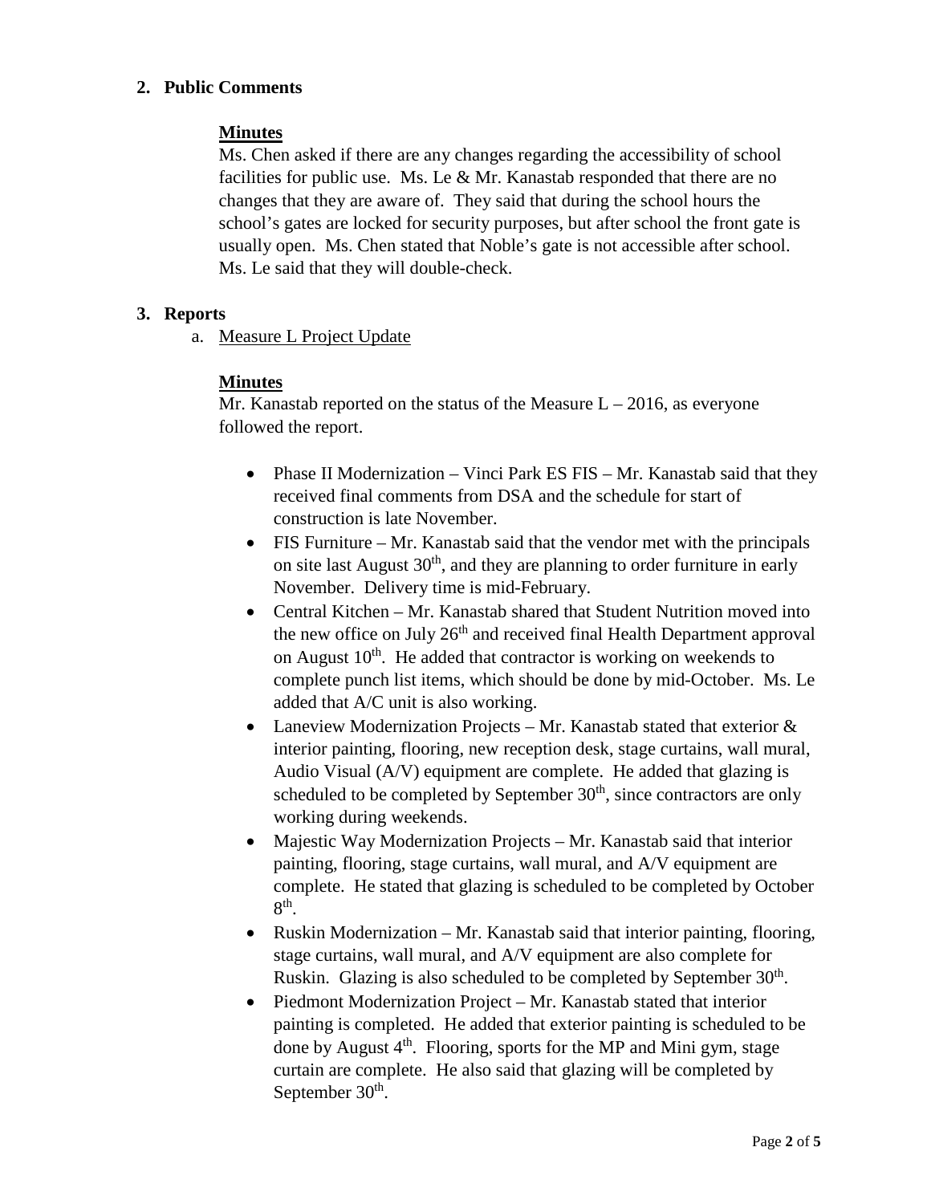## 2. Public Comments

**Minutes**

Ms. Chen asked if there are any changes regarding the accessibility of school facilities for public use. Ms. Le & Mr. Kanastab responded that there are no changes that they are aware of. They said that during the school hours the school's gates are locked for security purposes, but after school the front gate is usually open. Ms. Chen stated that Noble's gate is not accessible after school. Ms. Le said that they will double-check.

## 3. Reports

a. Measure L Project Update

**Minutes**

Mr. Kanastab reported on the status of the Measure L – 2016, as everyone followed the report.

- Phase II Modernization – Vinci Park ES FIS – Mr. Kanastab said that they received final comments from DSA and the schedule for start of construction is late November.
- FIS Furniture – Mr. Kanastab said that the vendor met with the principals on site last August 30th, and they are planning to order furniture in early November. Delivery time is mid-February.
- Central Kitchen – Mr. Kanastab shared that Student Nutrition moved into the new office on July 26th and received final Health Department approval on August 10th. He added that contractor is working on weekends to complete punch list items, which should be done by mid-October. Ms. Le added that A/C unit is also working.
- Laneview Modernization Projects – Mr. Kanastab stated that exterior & interior painting, flooring, new reception desk, stage curtains, wall mural, Audio Visual (A/V) equipment are complete. He added that glazing is scheduled to be completed by September 30th, since contractors are only working during weekends.
- Majestic Way Modernization Projects – Mr. Kanastab said that interior painting, flooring, stage curtains, wall mural, and A/V equipment are complete. He stated that glazing is scheduled to be completed by October 8th.
- Ruskin Modernization – Mr. Kanastab said that interior painting, flooring, stage curtains, wall mural, and A/V equipment are also complete for Ruskin. Glazing is also scheduled to be completed by September 30th.
- Piedmont Modernization Project – Mr. Kanastab stated that interior painting is completed. He added that exterior painting is scheduled to be done by August 4th. Flooring, sports for the MP and Mini gym, stage curtain are complete. He also said that glazing will be completed by September 30th.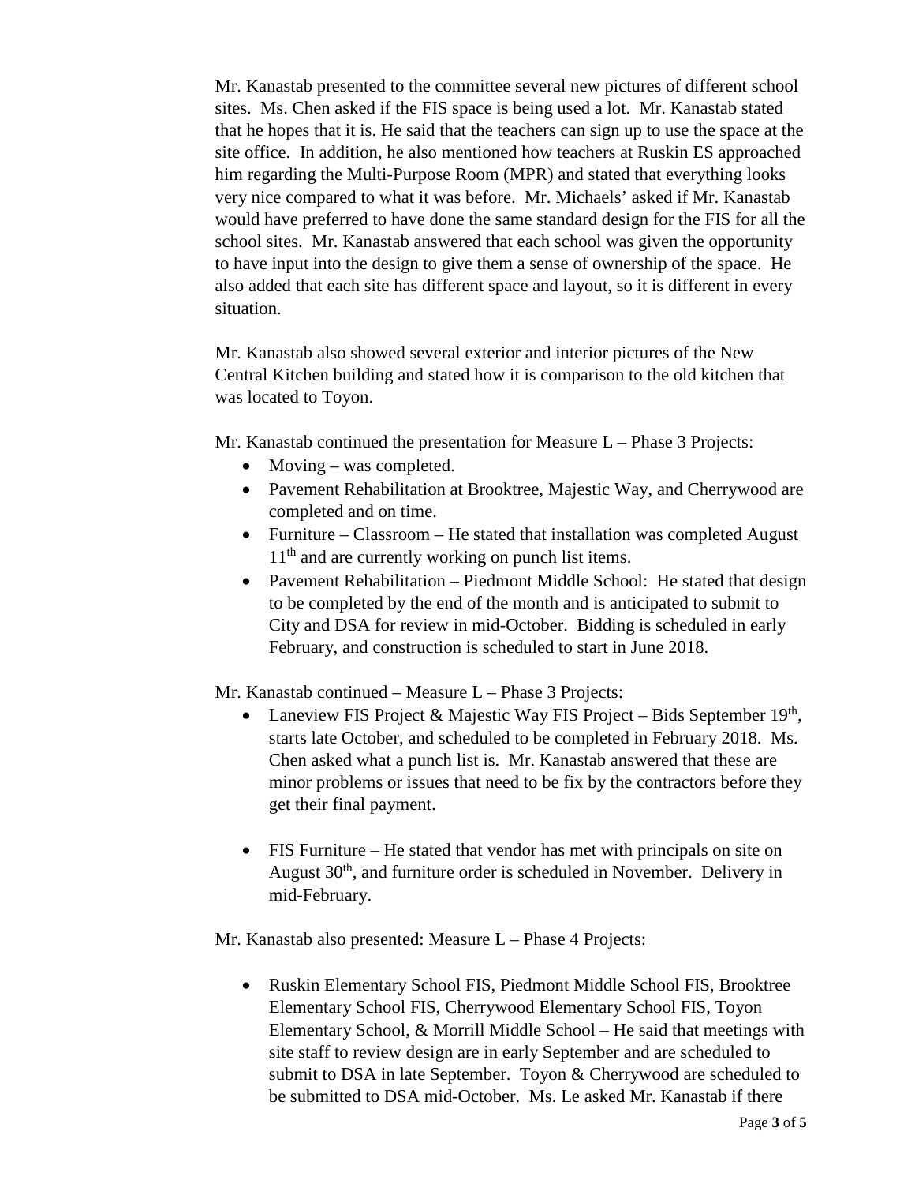Mr. Kanastab presented to the committee several new pictures of different school sites. Ms. Chen asked if the FIS space is being used a lot. Mr. Kanastab stated that he hopes that it is. He said that the teachers can sign up to use the space at the site office. In addition, he also mentioned how teachers at Ruskin ES approached him regarding the Multi-Purpose Room (MPR) and stated that everything looks very nice compared to what it was before. Mr. Michaels' asked if Mr. Kanastab would have preferred to have done the same standard design for the FIS for all the school sites. Mr. Kanastab answered that each school was given the opportunity to have input into the design to give them a sense of ownership of the space. He also added that each site has different space and layout, so it is different in every situation.

Mr. Kanastab also showed several exterior and interior pictures of the New Central Kitchen building and stated how it is comparison to the old kitchen that was located to Toyon.

Mr. Kanastab continued the presentation for Measure L – Phase 3 Projects:

- Moving – was completed.
- Pavement Rehabilitation at Brooktree, Majestic Way, and Cherrywood are completed and on time.
- Furniture – Classroom – He stated that installation was completed August 11th and are currently working on punch list items.
- Pavement Rehabilitation – Piedmont Middle School: He stated that design to be completed by the end of the month and is anticipated to submit to City and DSA for review in mid-October. Bidding is scheduled in early February, and construction is scheduled to start in June 2018.

Mr. Kanastab continued – Measure L – Phase 3 Projects:

- Laneview FIS Project & Majestic Way FIS Project – Bids September 19th, starts late October, and scheduled to be completed in February 2018. Ms. Chen asked what a punch list is. Mr. Kanastab answered that these are minor problems or issues that need to be fix by the contractors before they get their final payment.

- FIS Furniture – He stated that vendor has met with principals on site on August 30th, and furniture order is scheduled in November. Delivery in mid-February.

Mr. Kanastab also presented: Measure L – Phase 4 Projects:

- Ruskin Elementary School FIS, Piedmont Middle School FIS, Brooktree Elementary School FIS, Cherrywood Elementary School FIS, Toyon Elementary School, & Morrill Middle School – He said that meetings with site staff to review design are in early September and are scheduled to submit to DSA in late September. Toyon & Cherrywood are scheduled to be submitted to DSA mid-October. Ms. Le asked Mr. Kanastab if there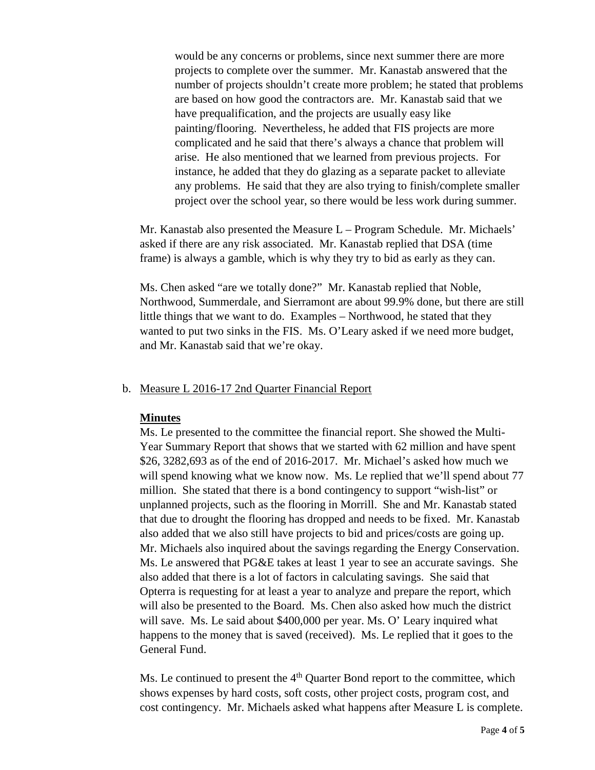would be any concerns or problems, since next summer there are more projects to complete over the summer. Mr. Kanastab answered that the number of projects shouldn't create more problem; he stated that problems are based on how good the contractors are. Mr. Kanastab said that we have prequalification, and the projects are usually easy like painting/flooring. Nevertheless, he added that FIS projects are more complicated and he said that there's always a chance that problem will arise. He also mentioned that we learned from previous projects. For instance, he added that they do glazing as a separate packet to alleviate any problems. He said that they are also trying to finish/complete smaller project over the school year, so there would be less work during summer.

Mr. Kanastab also presented the Measure L – Program Schedule. Mr. Michaels' asked if there are any risk associated. Mr. Kanastab replied that DSA (time frame) is always a gamble, which is why they try to bid as early as they can.

Ms. Chen asked "are we totally done?" Mr. Kanastab replied that Noble, Northwood, Summerdale, and Sierramont are about 99.9% done, but there are still little things that we want to do. Examples – Northwood, he stated that they wanted to put two sinks in the FIS. Ms. O'Leary asked if we need more budget, and Mr. Kanastab said that we're okay.

b. Measure L 2016-17 2nd Quarter Financial Report

**Minutes**

Ms. Le presented to the committee the financial report. She showed the Multi-Year Summary Report that shows that we started with 62 million and have spent \$26, 3282,693 as of the end of 2016-2017. Mr. Michael's asked how much we will spend knowing what we know now. Ms. Le replied that we'll spend about 77 million. She stated that there is a bond contingency to support "wish-list" or unplanned projects, such as the flooring in Morrill. She and Mr. Kanastab stated that due to drought the flooring has dropped and needs to be fixed. Mr. Kanastab also added that we also still have projects to bid and prices/costs are going up. Mr. Michaels also inquired about the savings regarding the Energy Conservation. Ms. Le answered that PG&E takes at least 1 year to see an accurate savings. She also added that there is a lot of factors in calculating savings. She said that Opterra is requesting for at least a year to analyze and prepare the report, which will also be presented to the Board. Ms. Chen also asked how much the district will save. Ms. Le said about \$400,000 per year. Ms. O' Leary inquired what happens to the money that is saved (received). Ms. Le replied that it goes to the General Fund.

Ms. Le continued to present the 4th Quarter Bond report to the committee, which shows expenses by hard costs, soft costs, other project costs, program cost, and cost contingency. Mr. Michaels asked what happens after Measure L is complete.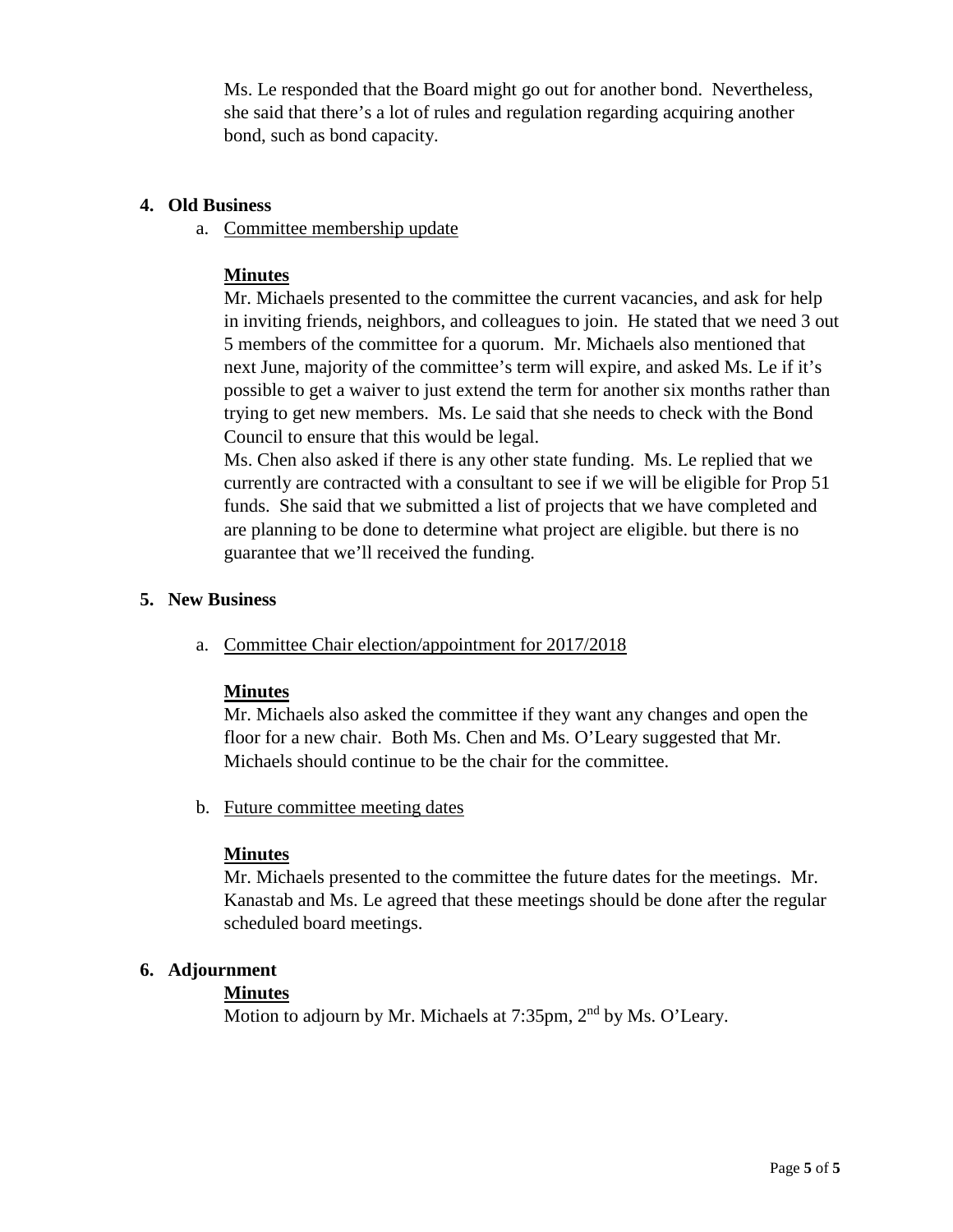Ms. Le responded that the Board might go out for another bond. Nevertheless, she said that there's a lot of rules and regulation regarding acquiring another bond, such as bond capacity.

**4. Old Business**

a. Committee membership update

**Minutes**

Mr. Michaels presented to the committee the current vacancies, and ask for help in inviting friends, neighbors, and colleagues to join. He stated that we need 3 out 5 members of the committee for a quorum. Mr. Michaels also mentioned that next June, majority of the committee's term will expire, and asked Ms. Le if it's possible to get a waiver to just extend the term for another six months rather than trying to get new members. Ms. Le said that she needs to check with the Bond Council to ensure that this would be legal.

Ms. Chen also asked if there is any other state funding. Ms. Le replied that we currently are contracted with a consultant to see if we will be eligible for Prop 51 funds. She said that we submitted a list of projects that we have completed and are planning to be done to determine what project are eligible. but there is no guarantee that we'll received the funding.

**5. New Business**

a. Committee Chair election/appointment for 2017/2018

**Minutes**

Mr. Michaels also asked the committee if they want any changes and open the floor for a new chair. Both Ms. Chen and Ms. O'Leary suggested that Mr. Michaels should continue to be the chair for the committee.

b. Future committee meeting dates

**Minutes**

Mr. Michaels presented to the committee the future dates for the meetings. Mr. Kanastab and Ms. Le agreed that these meetings should be done after the regular scheduled board meetings.

**6. Adjournment**

**Minutes**

Motion to adjourn by Mr. Michaels at 7:35pm, 2nd by Ms. O'Leary.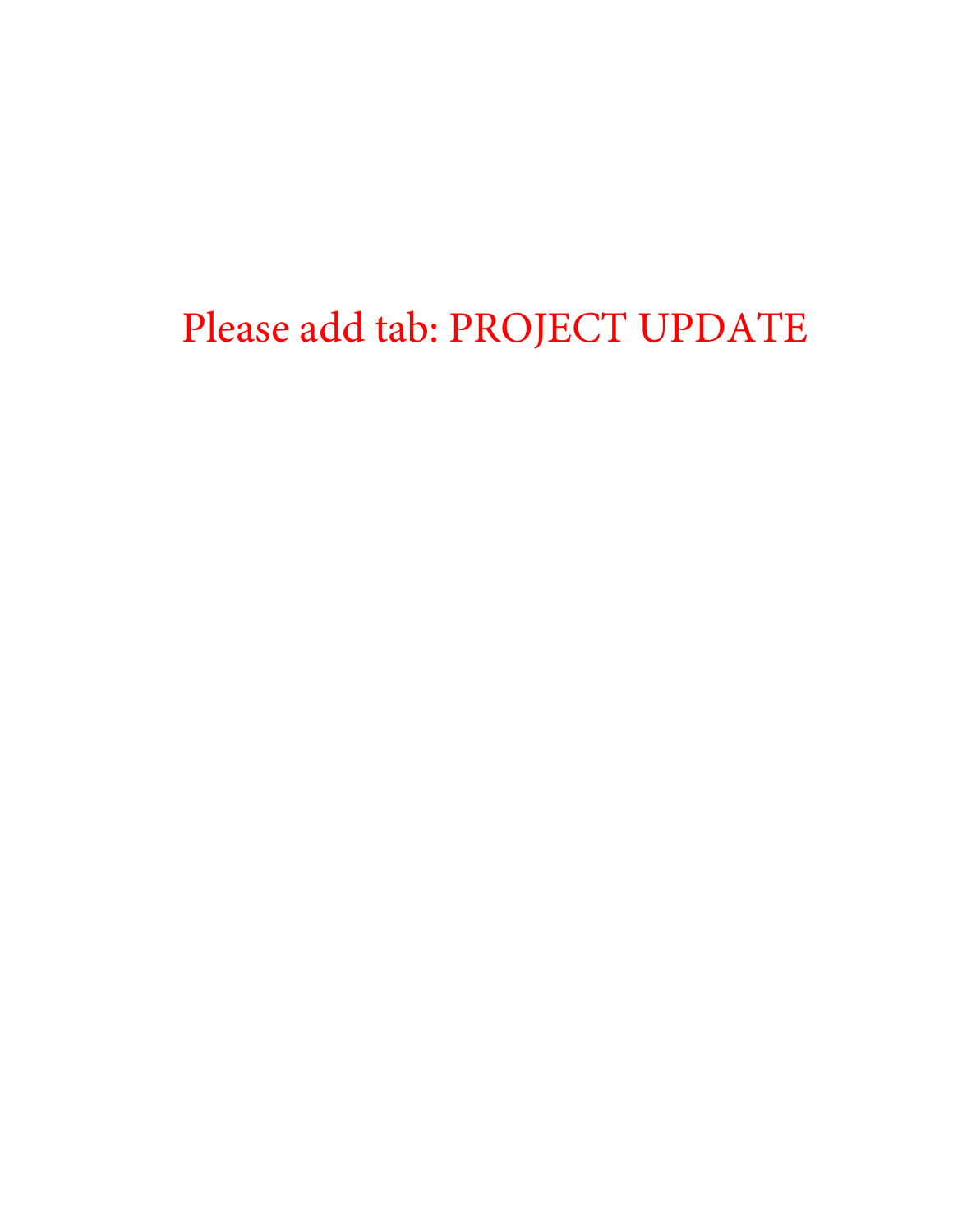Please add tab: PROJECT UPDATE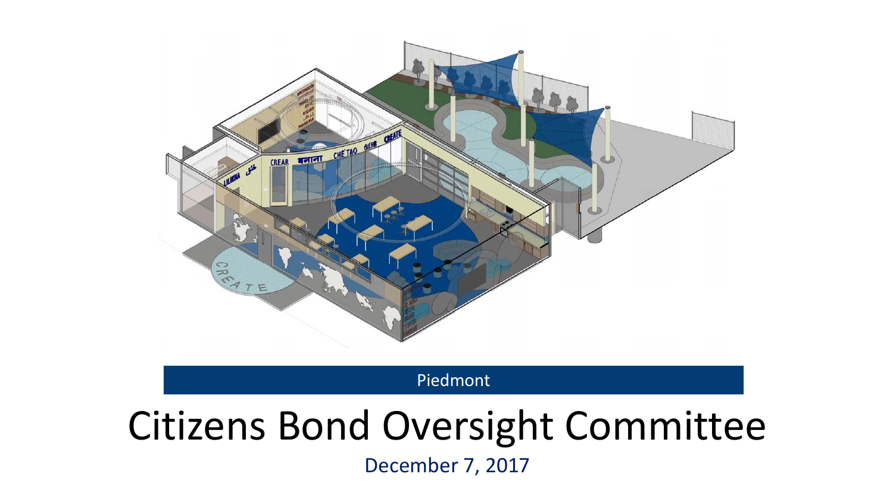Piedmont

# Citizens Bond Oversight Committee

December 7, 2017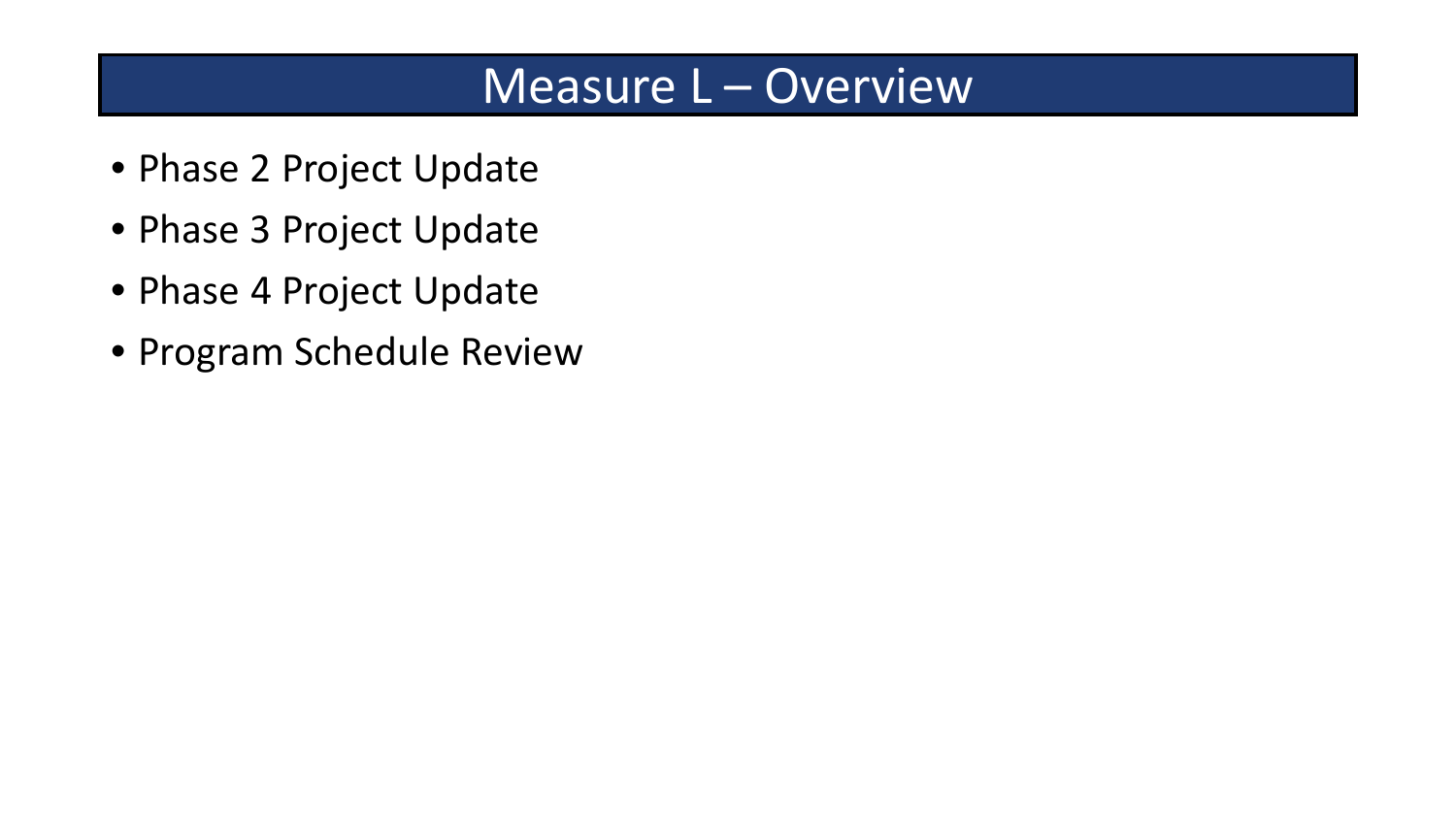# Measure L – Overview

- Phase 2 Project Update
- Phase 3 Project Update
- Phase 4 Project Update
- Program Schedule Review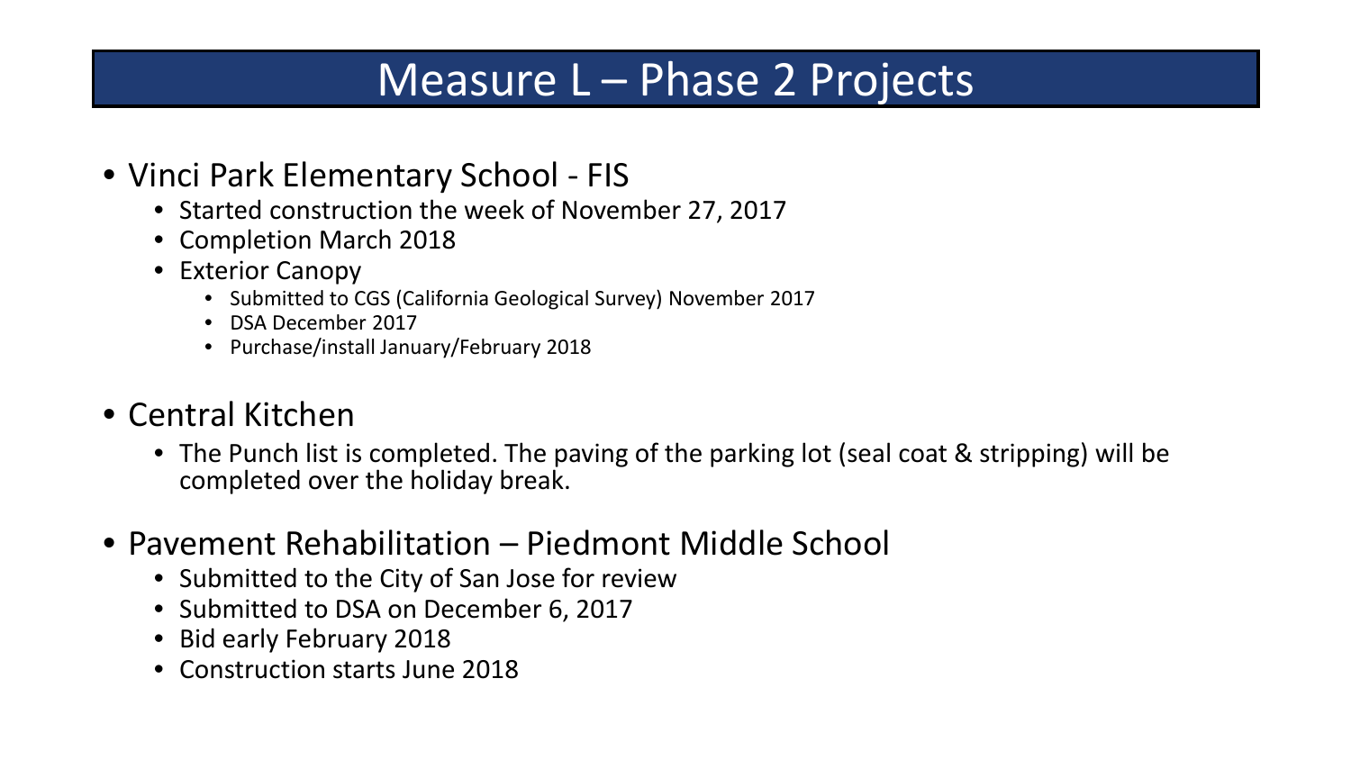# Measure L – Phase 2 Projects

- Vinci Park Elementary School - FIS
  - Started construction the week of November 27, 2017
  - Completion March 2018
  - Exterior Canopy
    - Submitted to CGS (California Geological Survey) November 2017
    - DSA December 2017
    - Purchase/install January/February 2018
- Central Kitchen
  - The Punch list is completed. The paving of the parking lot (seal coat & stripping) will be completed over the holiday break.
- Pavement Rehabilitation – Piedmont Middle School
  - Submitted to the City of San Jose for review
  - Submitted to DSA on December 6, 2017
  - Bid early February 2018
  - Construction starts June 2018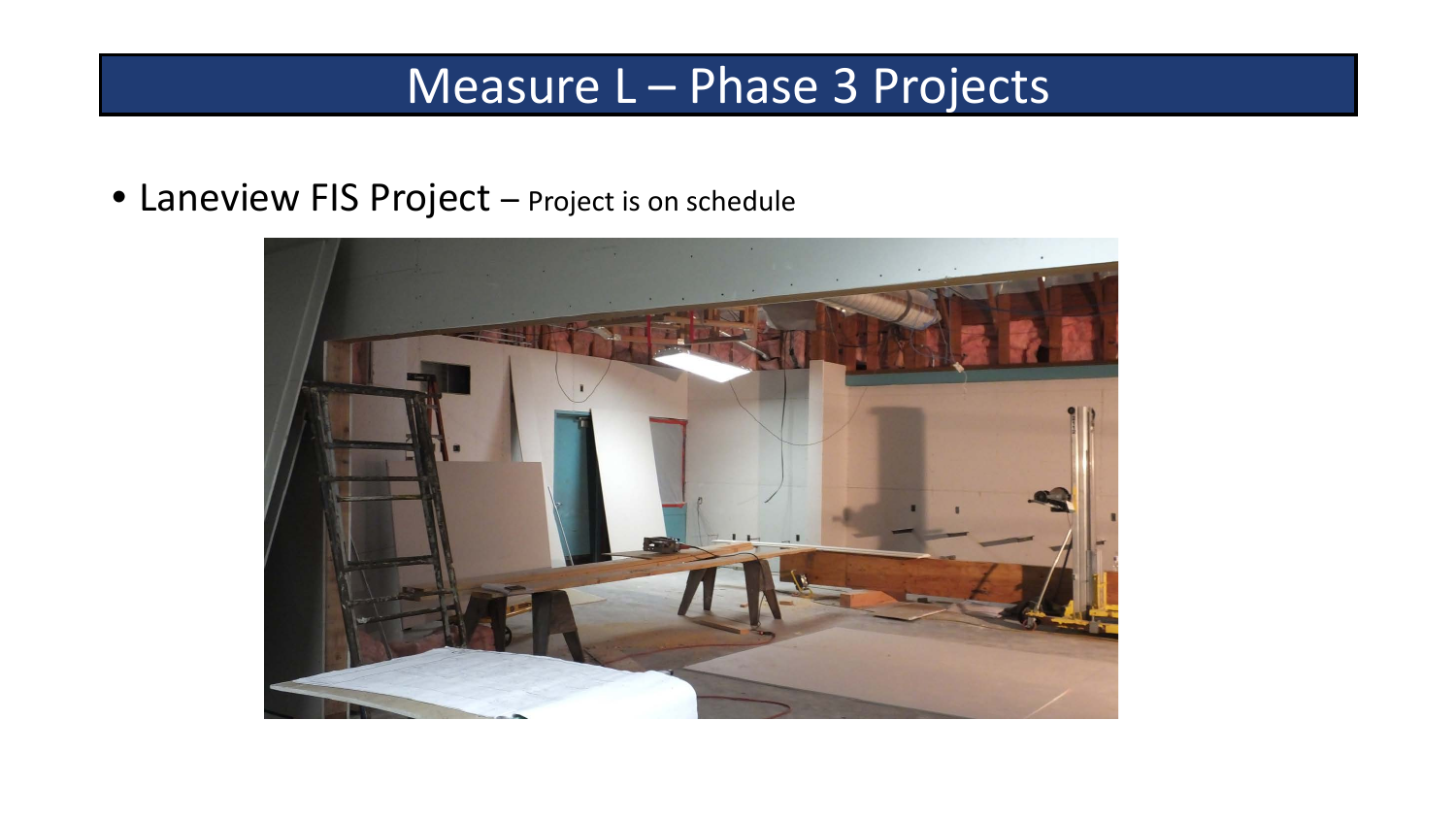# Measure L – Phase 3 Projects

- Laneview FIS Project – Project is on schedule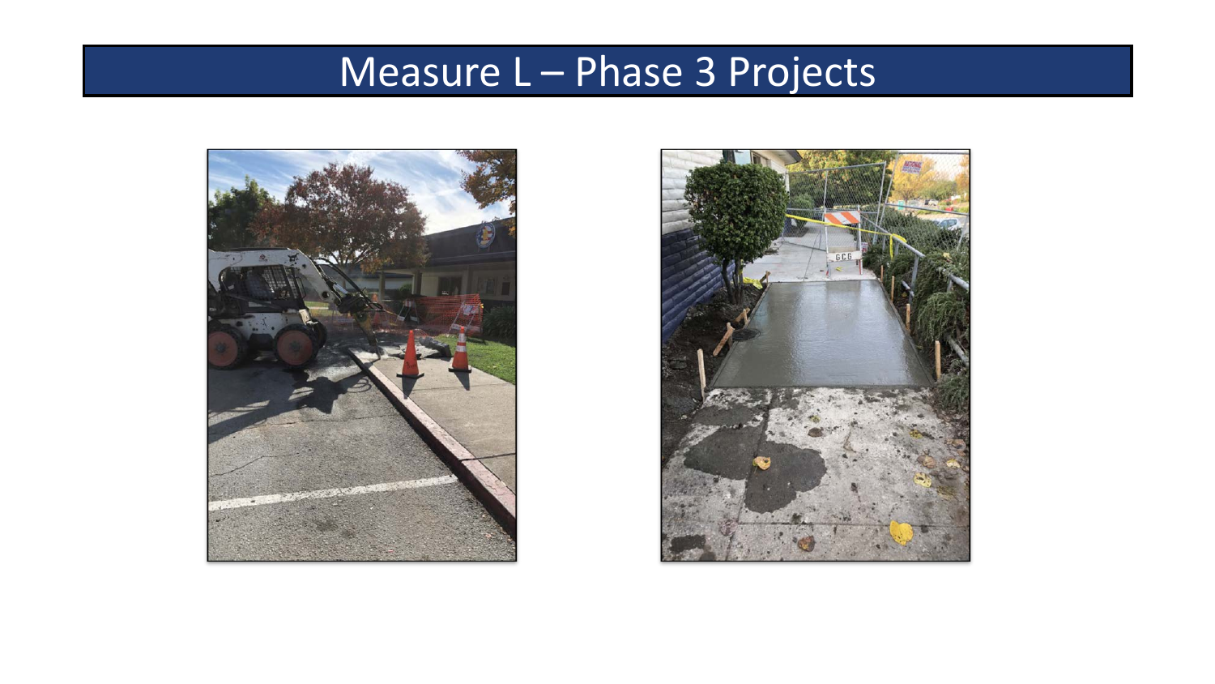# Measure L – Phase 3 Projects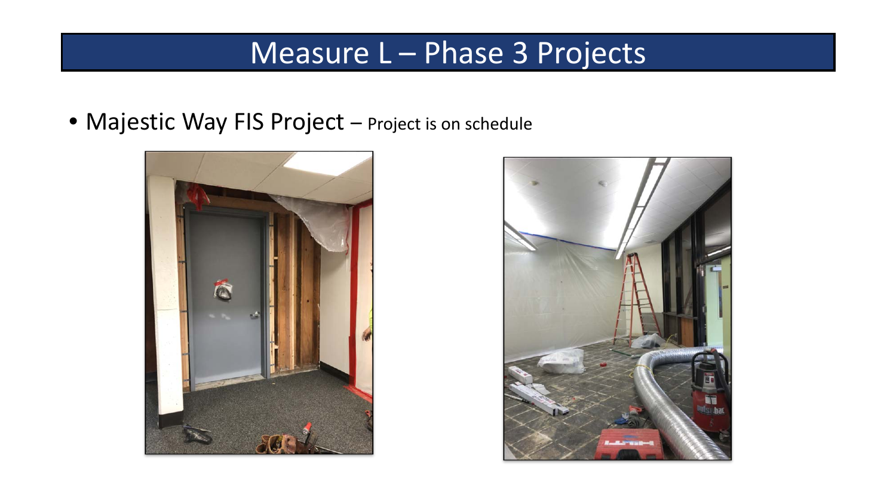# Measure L – Phase 3 Projects

- Majestic Way FIS Project – Project is on schedule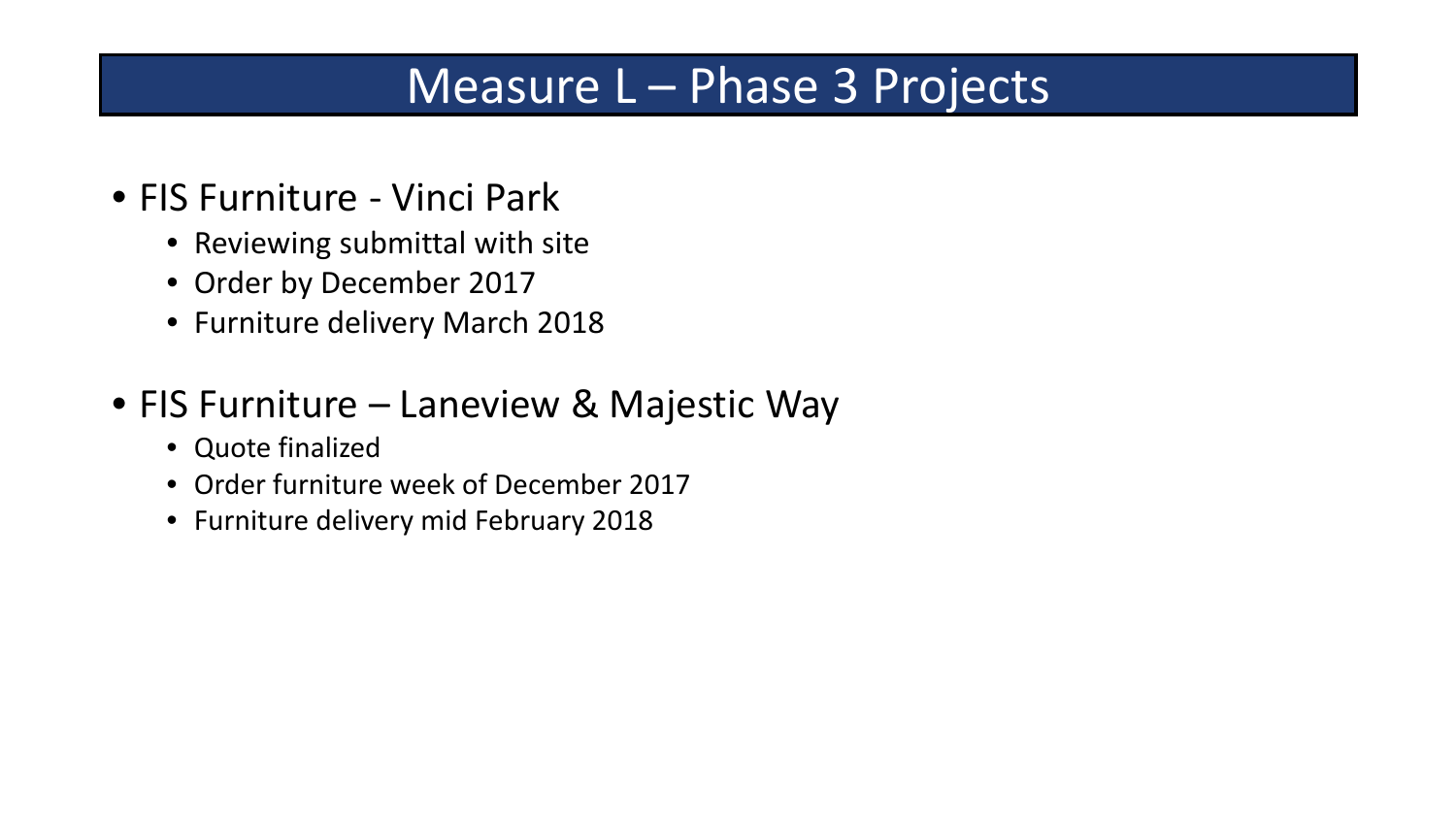# Measure L – Phase 3 Projects

- FIS Furniture - Vinci Park
  - Reviewing submittal with site
  - Order by December 2017
  - Furniture delivery March 2018
- FIS Furniture – Laneview & Majestic Way
  - Quote finalized
  - Order furniture week of December 2017
  - Furniture delivery mid February 2018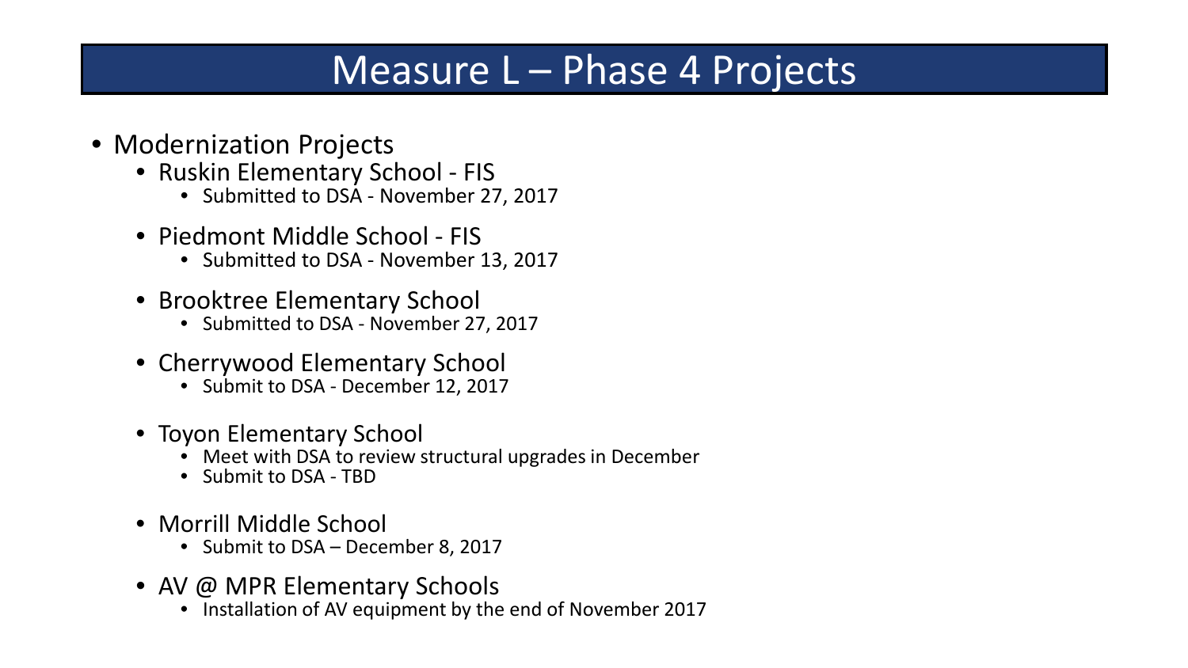# Measure L – Phase 4 Projects

- Modernization Projects
  - Ruskin Elementary School - FIS
    - Submitted to DSA - November 27, 2017
  - Piedmont Middle School - FIS
    - Submitted to DSA - November 13, 2017
  - Brooktree Elementary School
    - Submitted to DSA - November 27, 2017
  - Cherrywood Elementary School
    - Submit to DSA - December 12, 2017
  - Toyon Elementary School
    - Meet with DSA to review structural upgrades in December
    - Submit to DSA - TBD
  - Morrill Middle School
    - Submit to DSA – December 8, 2017
  - AV @ MPR Elementary Schools
    - Installation of AV equipment by the end of November 2017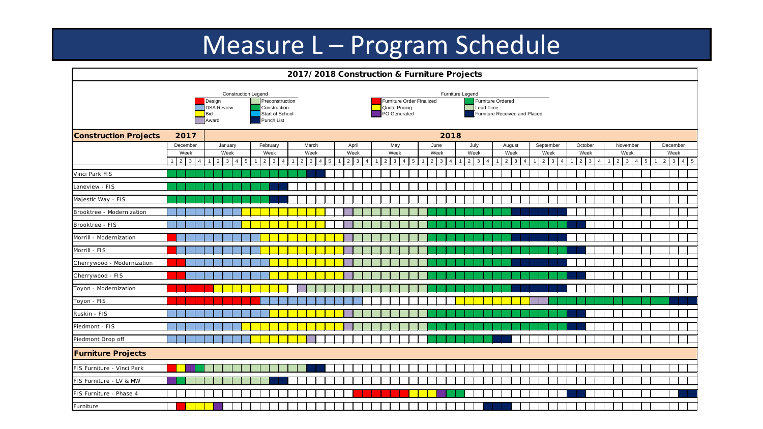# Measure L – Program Schedule

## 2017/2018 Construction & Furniture Projects

**Construction Legend**

- Design
- DSA Review
- Bid
- Award
- Preconstruction
- Construction
- Start of School
- Punch List

**Furniture Legend**

- Furniture Order Finalized
- Quote Pricing
- PO Generated
- Furniture Ordered
- Lead Time
- Furniture Received and Placed

| Construction Projects | 2017 | 2018 | | | | | | | | | | | |
|---|---|---|---|---|---|---|---|---|---|---|---|---|---|
| | December | January | February | March | April | May | June | July | August | September | October | November | December |
| | Week | Week | Week | Week | Week | Week | Week | Week | Week | Week | Week | Week | Week |
| | 1 2 3 4 | 1 2 3 4 5 | 1 2 3 4 | 1 2 3 4 5 | 1 2 3 4 | 1 2 3 4 5 | 1 2 3 4 | 1 2 3 4 | 1 2 3 4 | 1 2 3 4 | 1 2 3 4 | 1 2 3 4 5 | 1 2 3 4 5 |
| Vinci Park FIS | | | | | | | | | | | | | |
| Laneview - FIS | | | | | | | | | | | | | |
| Majestic Way - FIS | | | | | | | | | | | | | |
| Brooktree - Modernization | | | | | | | | | | | | | |
| Brooktree - FIS | | | | | | | | | | | | | |
| Morrill - Modernization | | | | | | | | | | | | | |
| Morrill - FIS | | | | | | | | | | | | | |
| Cherrywood - Modernization | | | | | | | | | | | | | |
| Cherrywood - FIS | | | | | | | | | | | | | |
| Toyon - Modernization | | | | | | | | | | | | | |
| Toyon - FIS | | | | | | | | | | | | | |
| Ruskin - FIS | | | | | | | | | | | | | |
| Piedmont - FIS | | | | | | | | | | | | | |
| Piedmont Drop off | | | | | | | | | | | | | |
| **Furniture Projects** | | | | | | | | | | | | | |
| FIS Furniture - Vinci Park | | | | | | | | | | | | | |
| FIS Furniture - LV & MW | | | | | | | | | | | | | |
| FIS Furniture - Phase 4 | | | | | | | | | | | | | |
| Furniture | | | | | | | | | | | | | |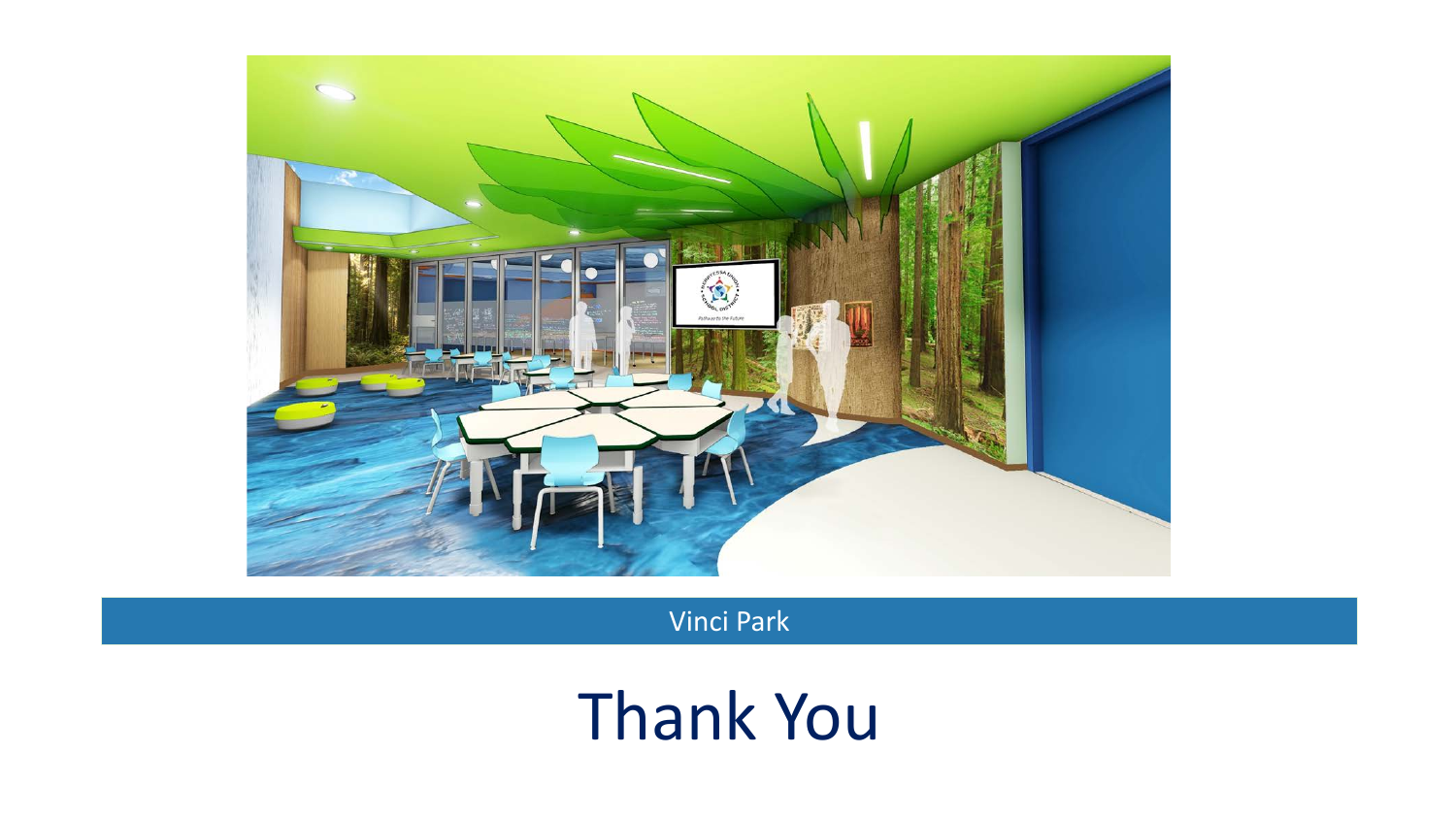Vinci Park

# Thank You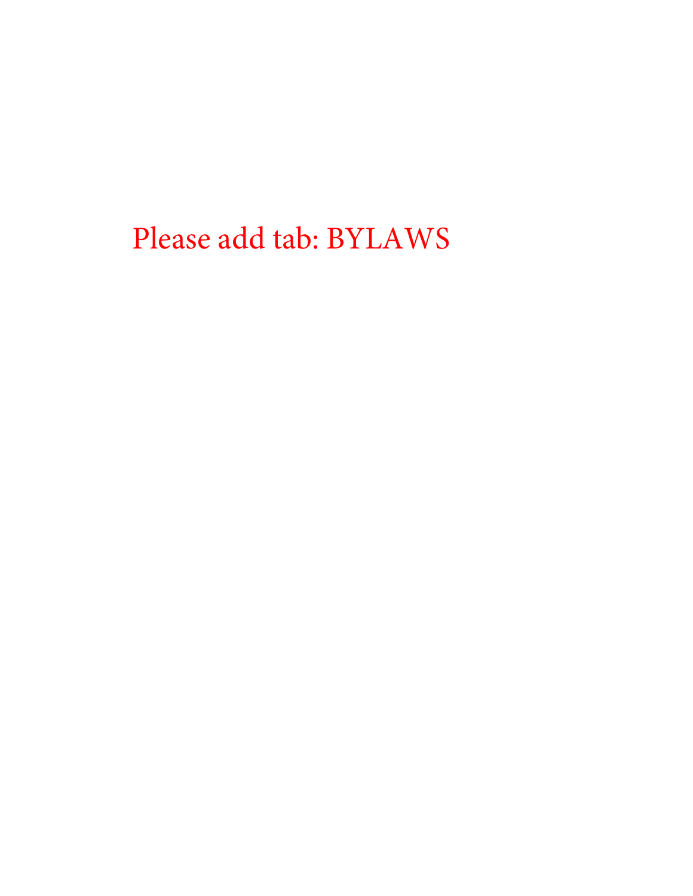Please add tab: BYLAWS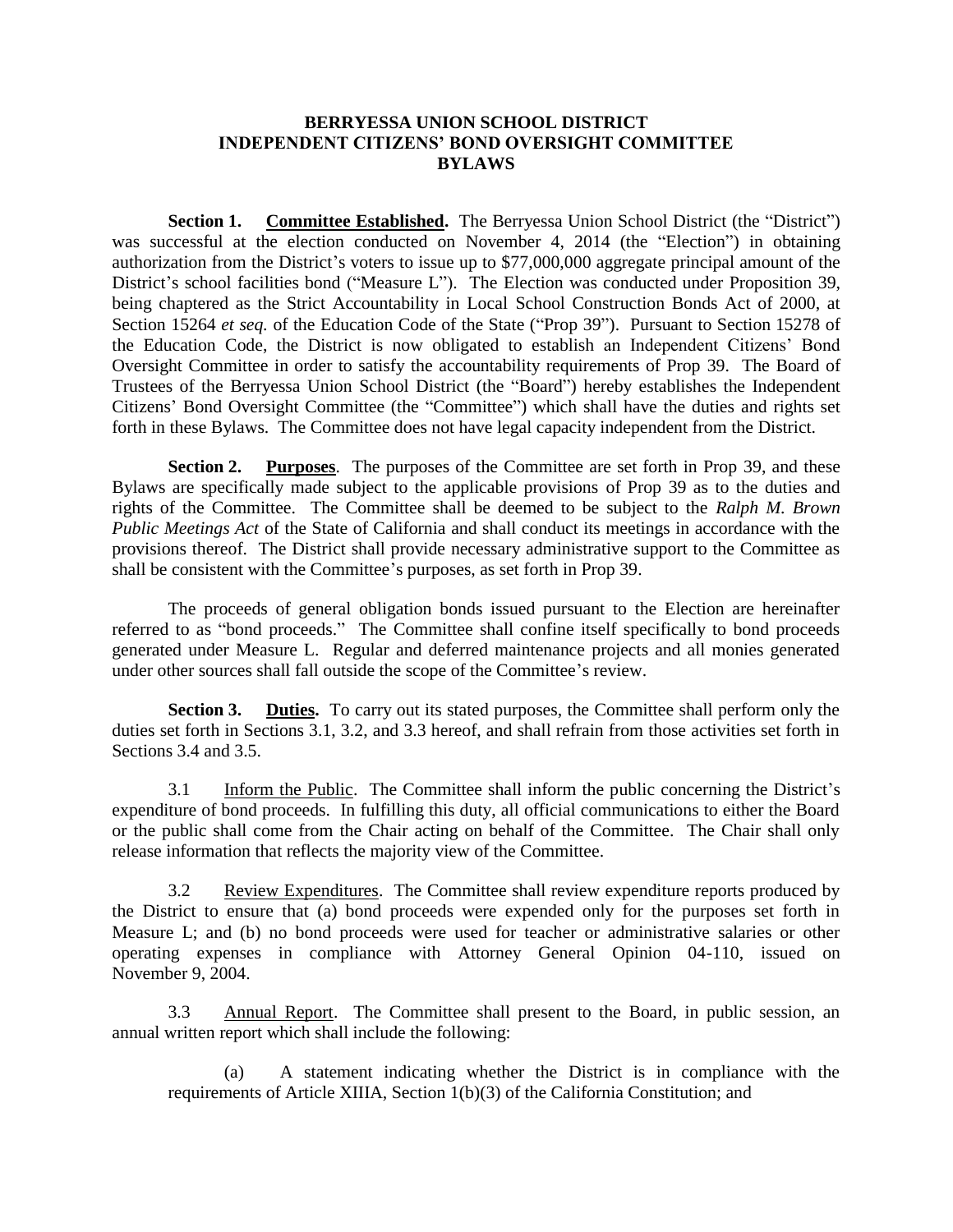# BERRYESSA UNION SCHOOL DISTRICT
# INDEPENDENT CITIZENS' BOND OVERSIGHT COMMITTEE
# BYLAWS

**Section 1. Committee Established.** The Berryessa Union School District (the "District") was successful at the election conducted on November 4, 2014 (the "Election") in obtaining authorization from the District's voters to issue up to $77,000,000 aggregate principal amount of the District's school facilities bond ("Measure L"). The Election was conducted under Proposition 39, being chaptered as the Strict Accountability in Local School Construction Bonds Act of 2000, at Section 15264 *et seq.* of the Education Code of the State ("Prop 39"). Pursuant to Section 15278 of the Education Code, the District is now obligated to establish an Independent Citizens' Bond Oversight Committee in order to satisfy the accountability requirements of Prop 39. The Board of Trustees of the Berryessa Union School District (the "Board") hereby establishes the Independent Citizens' Bond Oversight Committee (the "Committee") which shall have the duties and rights set forth in these Bylaws. The Committee does not have legal capacity independent from the District.

**Section 2. Purposes**. The purposes of the Committee are set forth in Prop 39, and these Bylaws are specifically made subject to the applicable provisions of Prop 39 as to the duties and rights of the Committee. The Committee shall be deemed to be subject to the *Ralph M. Brown Public Meetings Act* of the State of California and shall conduct its meetings in accordance with the provisions thereof. The District shall provide necessary administrative support to the Committee as shall be consistent with the Committee's purposes, as set forth in Prop 39.

The proceeds of general obligation bonds issued pursuant to the Election are hereinafter referred to as "bond proceeds." The Committee shall confine itself specifically to bond proceeds generated under Measure L. Regular and deferred maintenance projects and all monies generated under other sources shall fall outside the scope of the Committee's review.

**Section 3. Duties.** To carry out its stated purposes, the Committee shall perform only the duties set forth in Sections 3.1, 3.2, and 3.3 hereof, and shall refrain from those activities set forth in Sections 3.4 and 3.5.

3.1 Inform the Public. The Committee shall inform the public concerning the District's expenditure of bond proceeds. In fulfilling this duty, all official communications to either the Board or the public shall come from the Chair acting on behalf of the Committee. The Chair shall only release information that reflects the majority view of the Committee.

3.2 Review Expenditures. The Committee shall review expenditure reports produced by the District to ensure that (a) bond proceeds were expended only for the purposes set forth in Measure L; and (b) no bond proceeds were used for teacher or administrative salaries or other operating expenses in compliance with Attorney General Opinion 04-110, issued on November 9, 2004.

3.3 Annual Report. The Committee shall present to the Board, in public session, an annual written report which shall include the following:

(a) A statement indicating whether the District is in compliance with the requirements of Article XIIIA, Section 1(b)(3) of the California Constitution; and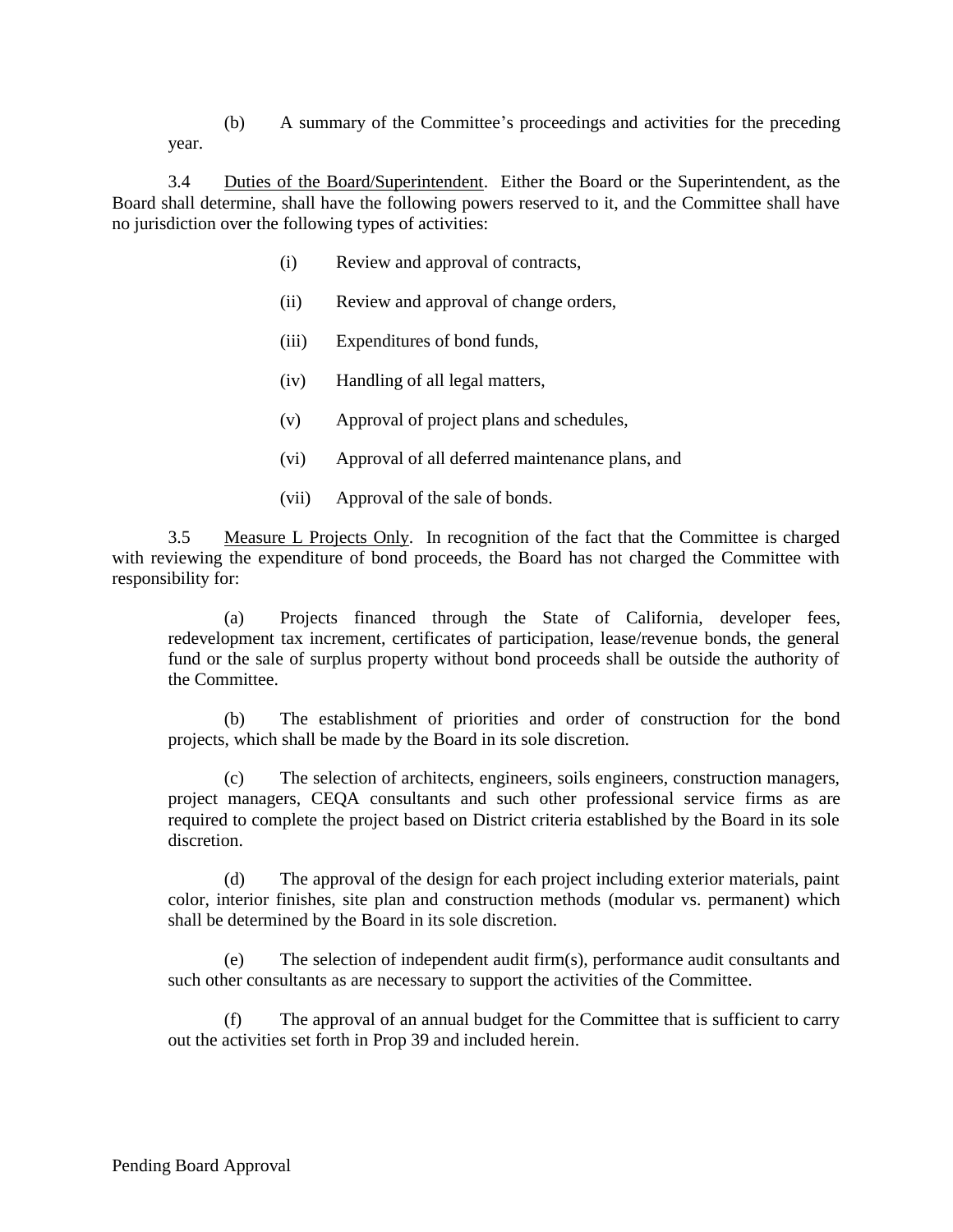(b) A summary of the Committee's proceedings and activities for the preceding year.

3.4 Duties of the Board/Superintendent. Either the Board or the Superintendent, as the Board shall determine, shall have the following powers reserved to it, and the Committee shall have no jurisdiction over the following types of activities:

(i) Review and approval of contracts,

(ii) Review and approval of change orders,

(iii) Expenditures of bond funds,

(iv) Handling of all legal matters,

(v) Approval of project plans and schedules,

(vi) Approval of all deferred maintenance plans, and

(vii) Approval of the sale of bonds.

3.5 Measure L Projects Only. In recognition of the fact that the Committee is charged with reviewing the expenditure of bond proceeds, the Board has not charged the Committee with responsibility for:

(a) Projects financed through the State of California, developer fees, redevelopment tax increment, certificates of participation, lease/revenue bonds, the general fund or the sale of surplus property without bond proceeds shall be outside the authority of the Committee.

(b) The establishment of priorities and order of construction for the bond projects, which shall be made by the Board in its sole discretion.

(c) The selection of architects, engineers, soils engineers, construction managers, project managers, CEQA consultants and such other professional service firms as are required to complete the project based on District criteria established by the Board in its sole discretion.

(d) The approval of the design for each project including exterior materials, paint color, interior finishes, site plan and construction methods (modular vs. permanent) which shall be determined by the Board in its sole discretion.

(e) The selection of independent audit firm(s), performance audit consultants and such other consultants as are necessary to support the activities of the Committee.

(f) The approval of an annual budget for the Committee that is sufficient to carry out the activities set forth in Prop 39 and included herein.

Pending Board Approval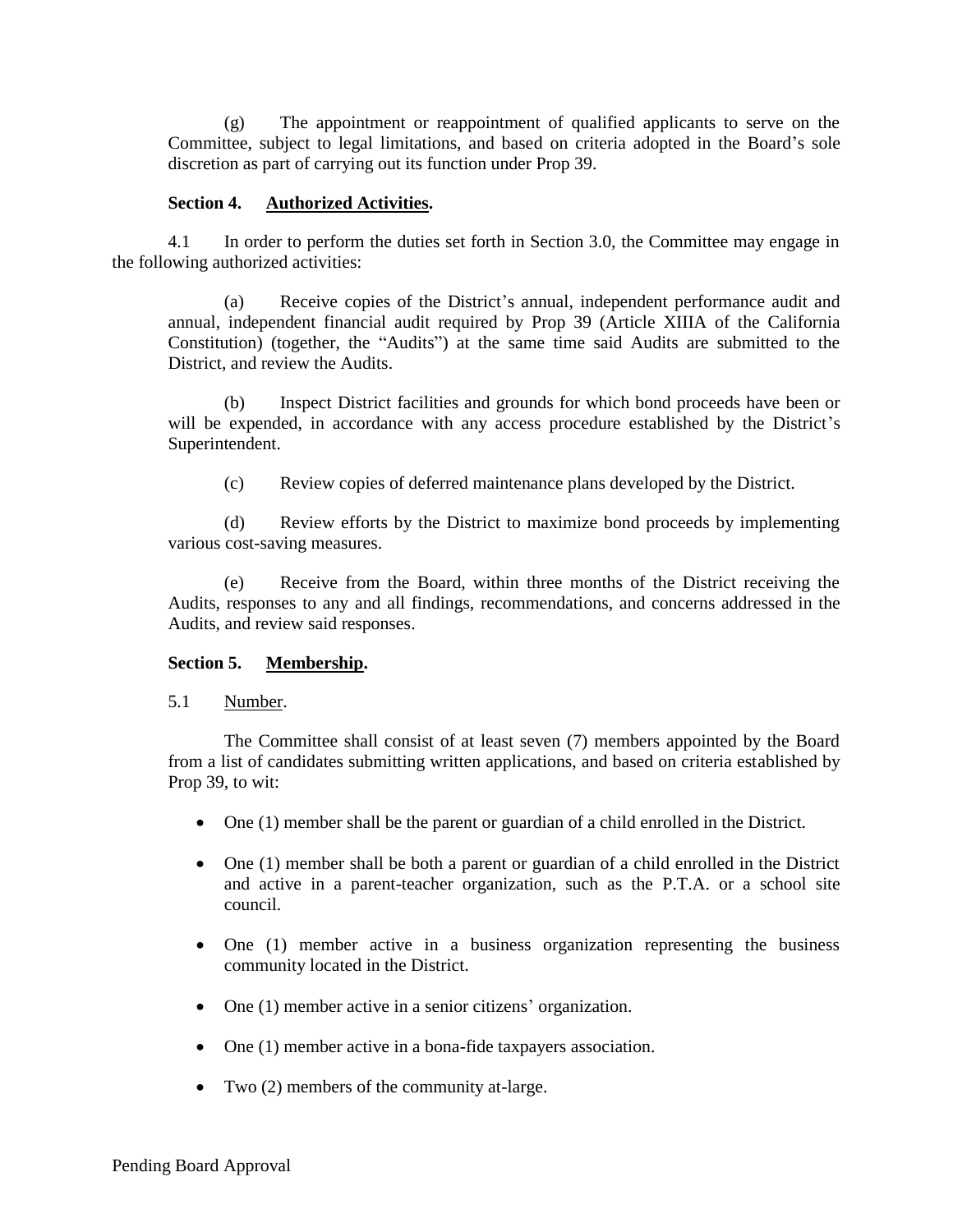(g) The appointment or reappointment of qualified applicants to serve on the Committee, subject to legal limitations, and based on criteria adopted in the Board's sole discretion as part of carrying out its function under Prop 39.

**Section 4. Authorized Activities.**

4.1 In order to perform the duties set forth in Section 3.0, the Committee may engage in the following authorized activities:

(a) Receive copies of the District's annual, independent performance audit and annual, independent financial audit required by Prop 39 (Article XIIIA of the California Constitution) (together, the "Audits") at the same time said Audits are submitted to the District, and review the Audits.

(b) Inspect District facilities and grounds for which bond proceeds have been or will be expended, in accordance with any access procedure established by the District's Superintendent.

(c) Review copies of deferred maintenance plans developed by the District.

(d) Review efforts by the District to maximize bond proceeds by implementing various cost-saving measures.

(e) Receive from the Board, within three months of the District receiving the Audits, responses to any and all findings, recommendations, and concerns addressed in the Audits, and review said responses.

**Section 5. Membership.**

5.1 Number.

The Committee shall consist of at least seven (7) members appointed by the Board from a list of candidates submitting written applications, and based on criteria established by Prop 39, to wit:

- One (1) member shall be the parent or guardian of a child enrolled in the District.
- One (1) member shall be both a parent or guardian of a child enrolled in the District and active in a parent-teacher organization, such as the P.T.A. or a school site council.
- One (1) member active in a business organization representing the business community located in the District.
- One (1) member active in a senior citizens' organization.
- One (1) member active in a bona-fide taxpayers association.
- Two (2) members of the community at-large.

Pending Board Approval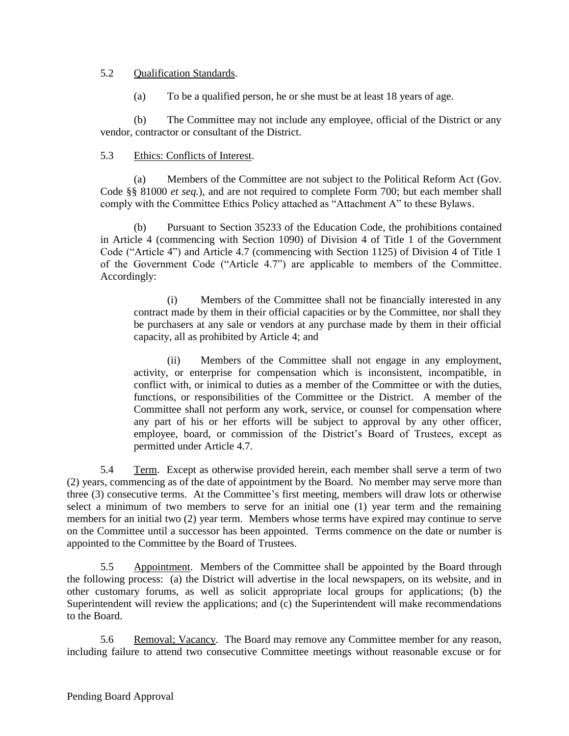5.2 Qualification Standards.

(a) To be a qualified person, he or she must be at least 18 years of age.

(b) The Committee may not include any employee, official of the District or any vendor, contractor or consultant of the District.

5.3 Ethics: Conflicts of Interest.

(a) Members of the Committee are not subject to the Political Reform Act (Gov. Code §§ 81000 *et seq.*), and are not required to complete Form 700; but each member shall comply with the Committee Ethics Policy attached as "Attachment A" to these Bylaws.

(b) Pursuant to Section 35233 of the Education Code, the prohibitions contained in Article 4 (commencing with Section 1090) of Division 4 of Title 1 of the Government Code ("Article 4") and Article 4.7 (commencing with Section 1125) of Division 4 of Title 1 of the Government Code ("Article 4.7") are applicable to members of the Committee. Accordingly:

> (i) Members of the Committee shall not be financially interested in any contract made by them in their official capacities or by the Committee, nor shall they be purchasers at any sale or vendors at any purchase made by them in their official capacity, all as prohibited by Article 4; and
>
> (ii) Members of the Committee shall not engage in any employment, activity, or enterprise for compensation which is inconsistent, incompatible, in conflict with, or inimical to duties as a member of the Committee or with the duties, functions, or responsibilities of the Committee or the District. A member of the Committee shall not perform any work, service, or counsel for compensation where any part of his or her efforts will be subject to approval by any other officer, employee, board, or commission of the District's Board of Trustees, except as permitted under Article 4.7.

5.4 Term. Except as otherwise provided herein, each member shall serve a term of two (2) years, commencing as of the date of appointment by the Board. No member may serve more than three (3) consecutive terms. At the Committee's first meeting, members will draw lots or otherwise select a minimum of two members to serve for an initial one (1) year term and the remaining members for an initial two (2) year term. Members whose terms have expired may continue to serve on the Committee until a successor has been appointed. Terms commence on the date or number is appointed to the Committee by the Board of Trustees.

5.5 Appointment. Members of the Committee shall be appointed by the Board through the following process: (a) the District will advertise in the local newspapers, on its website, and in other customary forums, as well as solicit appropriate local groups for applications; (b) the Superintendent will review the applications; and (c) the Superintendent will make recommendations to the Board.

5.6 Removal; Vacancy. The Board may remove any Committee member for any reason, including failure to attend two consecutive Committee meetings without reasonable excuse or for

Pending Board Approval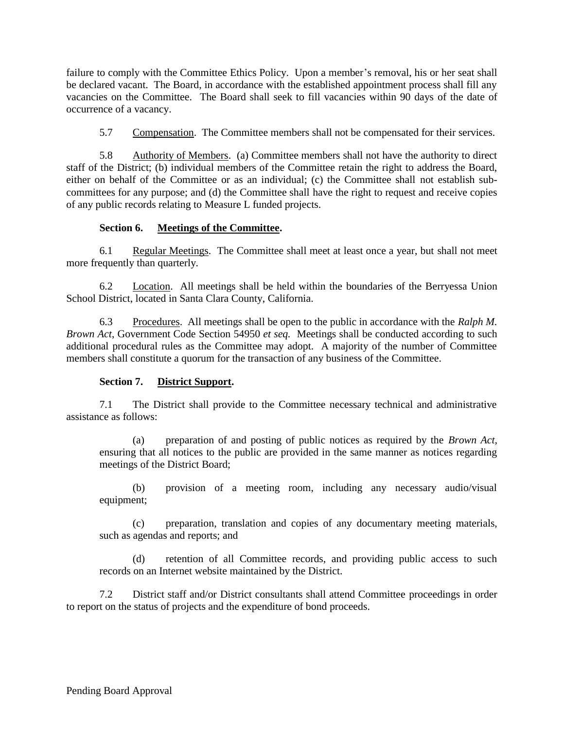failure to comply with the Committee Ethics Policy. Upon a member's removal, his or her seat shall be declared vacant. The Board, in accordance with the established appointment process shall fill any vacancies on the Committee. The Board shall seek to fill vacancies within 90 days of the date of occurrence of a vacancy.

5.7 Compensation. The Committee members shall not be compensated for their services.

5.8 Authority of Members. (a) Committee members shall not have the authority to direct staff of the District; (b) individual members of the Committee retain the right to address the Board, either on behalf of the Committee or as an individual; (c) the Committee shall not establish sub-committees for any purpose; and (d) the Committee shall have the right to request and receive copies of any public records relating to Measure L funded projects.

**Section 6. Meetings of the Committee.**

6.1 Regular Meetings. The Committee shall meet at least once a year, but shall not meet more frequently than quarterly.

6.2 Location. All meetings shall be held within the boundaries of the Berryessa Union School District, located in Santa Clara County, California.

6.3 Procedures. All meetings shall be open to the public in accordance with the *Ralph M. Brown Act*, Government Code Section 54950 *et seq.* Meetings shall be conducted according to such additional procedural rules as the Committee may adopt. A majority of the number of Committee members shall constitute a quorum for the transaction of any business of the Committee.

**Section 7. District Support.**

7.1 The District shall provide to the Committee necessary technical and administrative assistance as follows:

(a) preparation of and posting of public notices as required by the *Brown Act*, ensuring that all notices to the public are provided in the same manner as notices regarding meetings of the District Board;

(b) provision of a meeting room, including any necessary audio/visual equipment;

(c) preparation, translation and copies of any documentary meeting materials, such as agendas and reports; and

(d) retention of all Committee records, and providing public access to such records on an Internet website maintained by the District.

7.2 District staff and/or District consultants shall attend Committee proceedings in order to report on the status of projects and the expenditure of bond proceeds.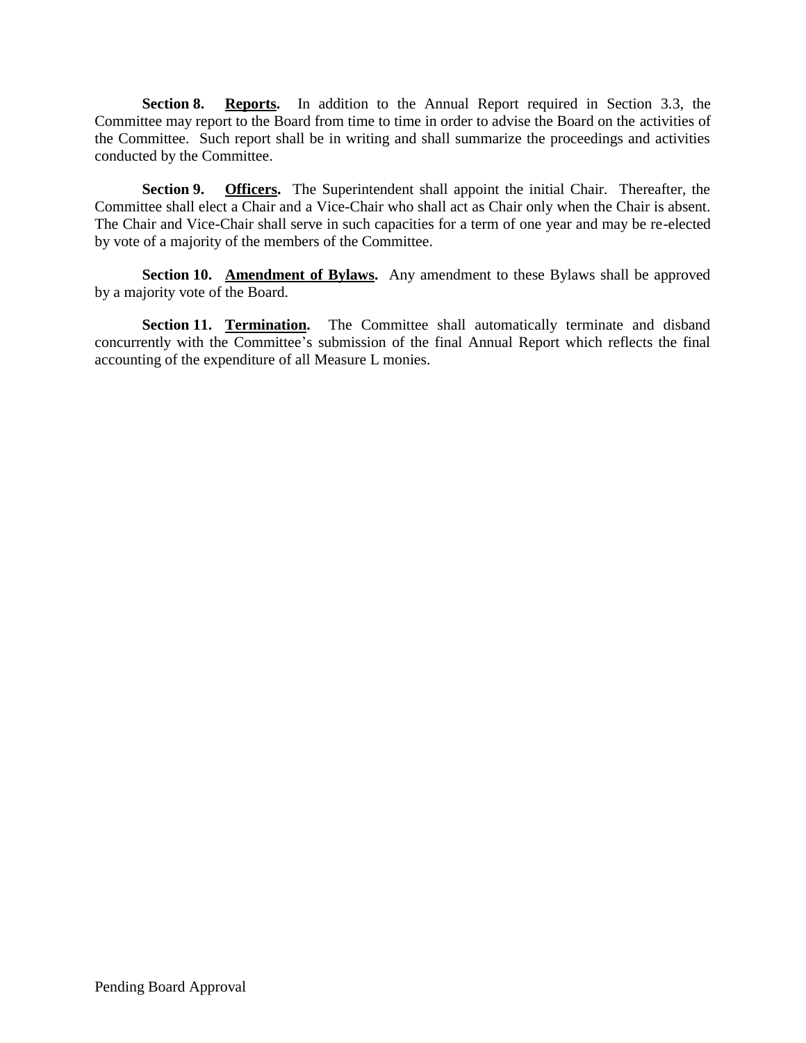**Section 8.** **Reports.** In addition to the Annual Report required in Section 3.3, the Committee may report to the Board from time to time in order to advise the Board on the activities of the Committee. Such report shall be in writing and shall summarize the proceedings and activities conducted by the Committee.

**Section 9.** **Officers.** The Superintendent shall appoint the initial Chair. Thereafter, the Committee shall elect a Chair and a Vice-Chair who shall act as Chair only when the Chair is absent. The Chair and Vice-Chair shall serve in such capacities for a term of one year and may be re-elected by vote of a majority of the members of the Committee.

**Section 10.** **Amendment of Bylaws.** Any amendment to these Bylaws shall be approved by a majority vote of the Board.

**Section 11.** **Termination.** The Committee shall automatically terminate and disband concurrently with the Committee's submission of the final Annual Report which reflects the final accounting of the expenditure of all Measure L monies.

Pending Board Approval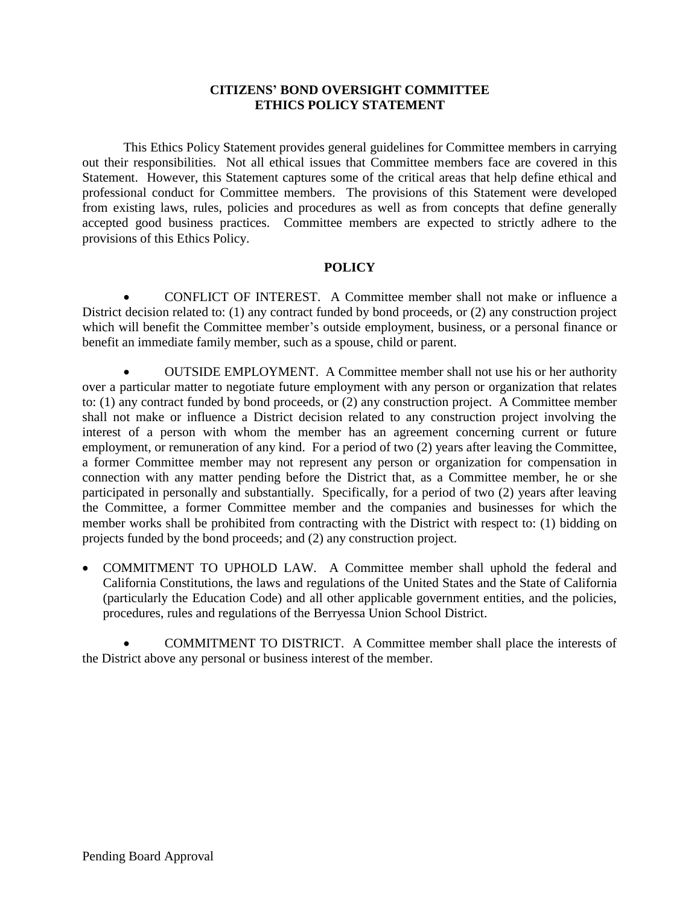**CITIZENS' BOND OVERSIGHT COMMITTEE**
**ETHICS POLICY STATEMENT**

This Ethics Policy Statement provides general guidelines for Committee members in carrying out their responsibilities. Not all ethical issues that Committee members face are covered in this Statement. However, this Statement captures some of the critical areas that help define ethical and professional conduct for Committee members. The provisions of this Statement were developed from existing laws, rules, policies and procedures as well as from concepts that define generally accepted good business practices. Committee members are expected to strictly adhere to the provisions of this Ethics Policy.

**POLICY**

- CONFLICT OF INTEREST. A Committee member shall not make or influence a District decision related to: (1) any contract funded by bond proceeds, or (2) any construction project which will benefit the Committee member's outside employment, business, or a personal finance or benefit an immediate family member, such as a spouse, child or parent.

- OUTSIDE EMPLOYMENT. A Committee member shall not use his or her authority over a particular matter to negotiate future employment with any person or organization that relates to: (1) any contract funded by bond proceeds, or (2) any construction project. A Committee member shall not make or influence a District decision related to any construction project involving the interest of a person with whom the member has an agreement concerning current or future employment, or remuneration of any kind. For a period of two (2) years after leaving the Committee, a former Committee member may not represent any person or organization for compensation in connection with any matter pending before the District that, as a Committee member, he or she participated in personally and substantially. Specifically, for a period of two (2) years after leaving the Committee, a former Committee member and the companies and businesses for which the member works shall be prohibited from contracting with the District with respect to: (1) bidding on projects funded by the bond proceeds; and (2) any construction project.

- COMMITMENT TO UPHOLD LAW. A Committee member shall uphold the federal and California Constitutions, the laws and regulations of the United States and the State of California (particularly the Education Code) and all other applicable government entities, and the policies, procedures, rules and regulations of the Berryessa Union School District.

- COMMITMENT TO DISTRICT. A Committee member shall place the interests of the District above any personal or business interest of the member.

Pending Board Approval